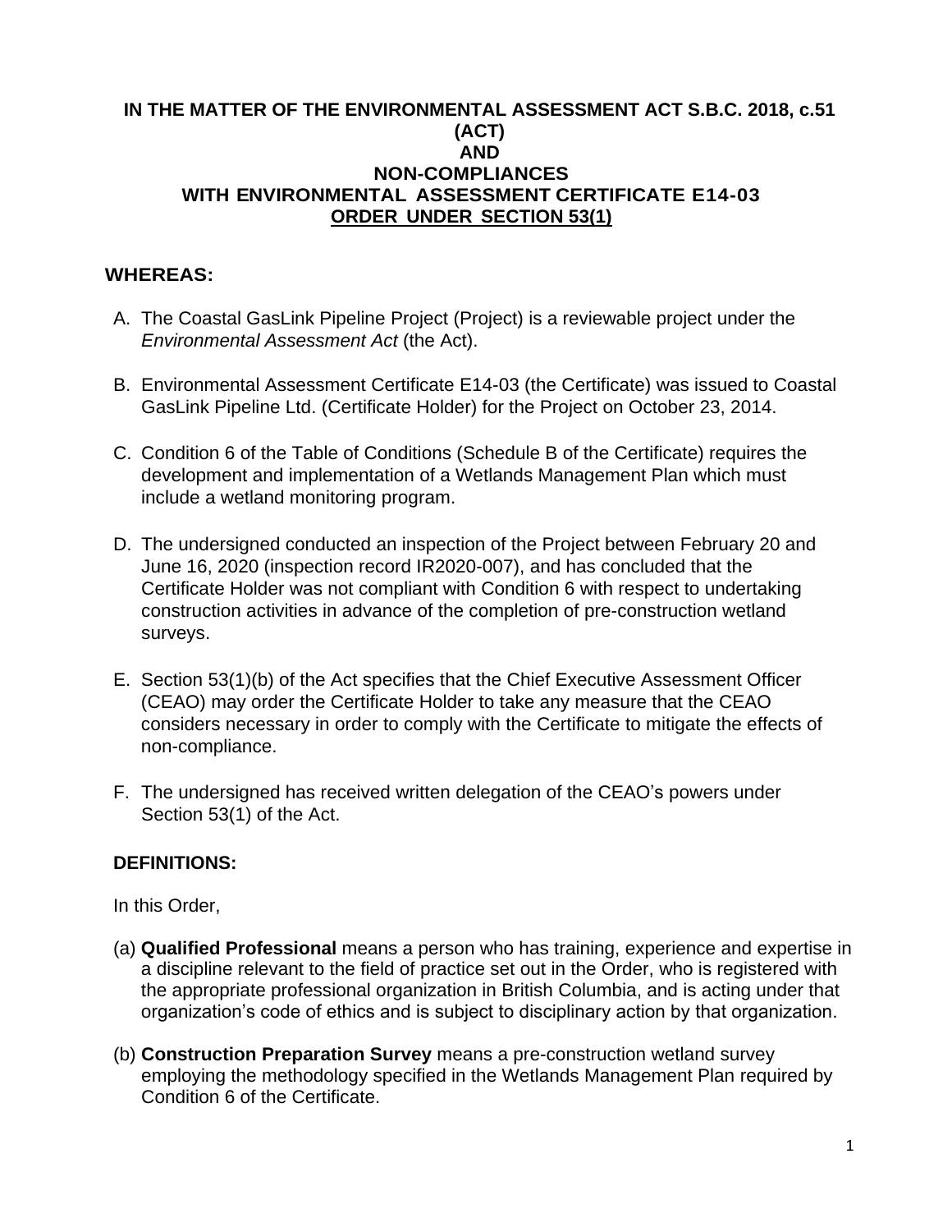**IN THE MATTER OF THE ENVIRONMENTAL ASSESSMENT ACT S.B.C. 2018, c.51 (ACT)**
**AND**
**NON-COMPLIANCES**
**WITH ENVIRONMENTAL ASSESSMENT CERTIFICATE E14-03**
**ORDER UNDER SECTION 53(1)**

## WHEREAS:

A. The Coastal GasLink Pipeline Project (Project) is a reviewable project under the *Environmental Assessment Act* (the Act).

B. Environmental Assessment Certificate E14-03 (the Certificate) was issued to Coastal GasLink Pipeline Ltd. (Certificate Holder) for the Project on October 23, 2014.

C. Condition 6 of the Table of Conditions (Schedule B of the Certificate) requires the development and implementation of a Wetlands Management Plan which must include a wetland monitoring program.

D. The undersigned conducted an inspection of the Project between February 20 and June 16, 2020 (inspection record IR2020-007), and has concluded that the Certificate Holder was not compliant with Condition 6 with respect to undertaking construction activities in advance of the completion of pre-construction wetland surveys.

E. Section 53(1)(b) of the Act specifies that the Chief Executive Assessment Officer (CEAO) may order the Certificate Holder to take any measure that the CEAO considers necessary in order to comply with the Certificate to mitigate the effects of non-compliance.

F. The undersigned has received written delegation of the CEAO's powers under Section 53(1) of the Act.

## DEFINITIONS:

In this Order,

(a) **Qualified Professional** means a person who has training, experience and expertise in a discipline relevant to the field of practice set out in the Order, who is registered with the appropriate professional organization in British Columbia, and is acting under that organization's code of ethics and is subject to disciplinary action by that organization.

(b) **Construction Preparation Survey** means a pre-construction wetland survey employing the methodology specified in the Wetlands Management Plan required by Condition 6 of the Certificate.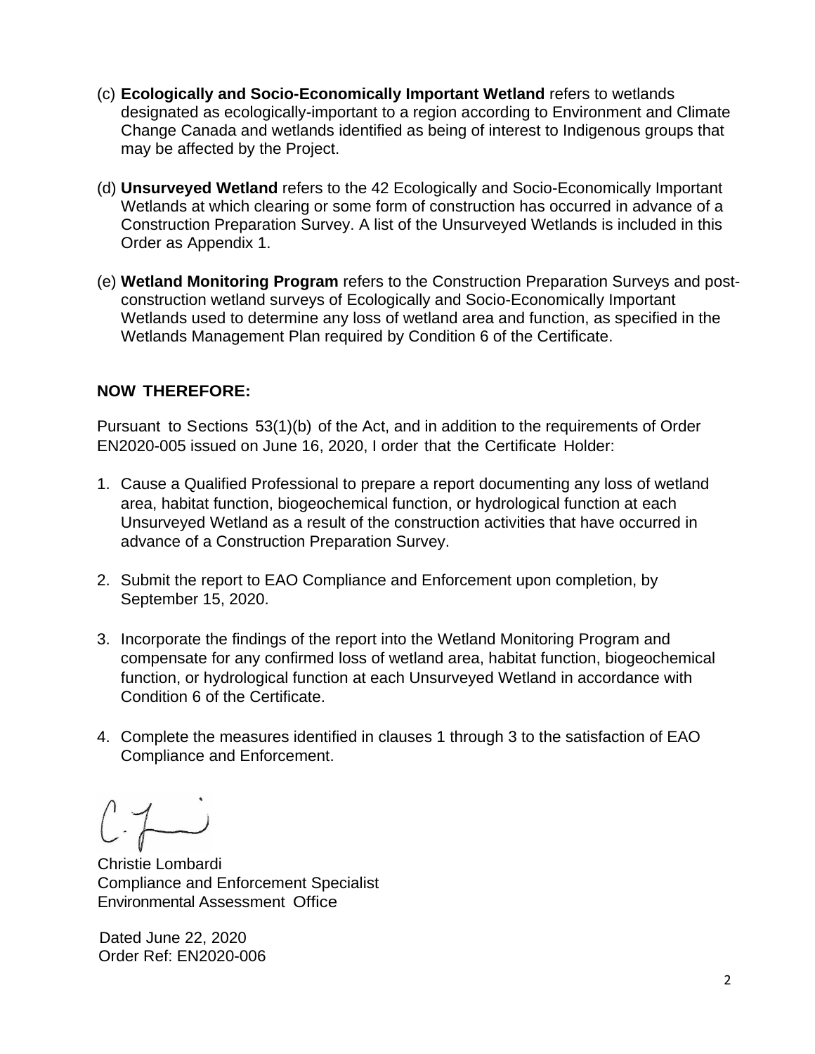(c) **Ecologically and Socio-Economically Important Wetland** refers to wetlands designated as ecologically-important to a region according to Environment and Climate Change Canada and wetlands identified as being of interest to Indigenous groups that may be affected by the Project.

(d) **Unsurveyed Wetland** refers to the 42 Ecologically and Socio-Economically Important Wetlands at which clearing or some form of construction has occurred in advance of a Construction Preparation Survey. A list of the Unsurveyed Wetlands is included in this Order as Appendix 1.

(e) **Wetland Monitoring Program** refers to the Construction Preparation Surveys and post-construction wetland surveys of Ecologically and Socio-Economically Important Wetlands used to determine any loss of wetland area and function, as specified in the Wetlands Management Plan required by Condition 6 of the Certificate.

**NOW THEREFORE:**

Pursuant to Sections 53(1)(b) of the Act, and in addition to the requirements of Order EN2020-005 issued on June 16, 2020, I order that the Certificate Holder:

1. Cause a Qualified Professional to prepare a report documenting any loss of wetland area, habitat function, biogeochemical function, or hydrological function at each Unsurveyed Wetland as a result of the construction activities that have occurred in advance of a Construction Preparation Survey.
2. Submit the report to EAO Compliance and Enforcement upon completion, by September 15, 2020.
3. Incorporate the findings of the report into the Wetland Monitoring Program and compensate for any confirmed loss of wetland area, habitat function, biogeochemical function, or hydrological function at each Unsurveyed Wetland in accordance with Condition 6 of the Certificate.
4. Complete the measures identified in clauses 1 through 3 to the satisfaction of EAO Compliance and Enforcement.

Christie Lombardi
Compliance and Enforcement Specialist
Environmental Assessment Office

Dated June 22, 2020
Order Ref: EN2020-006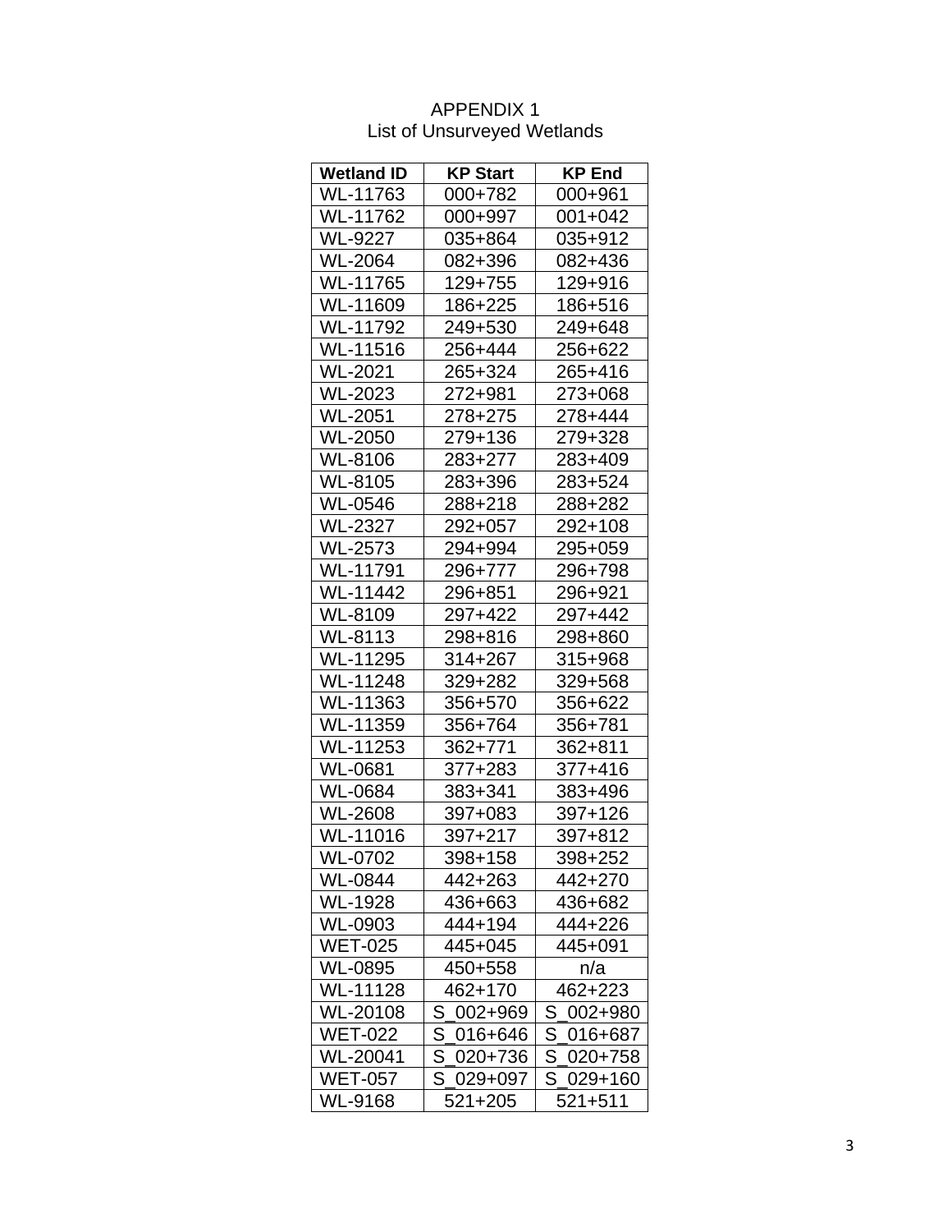# APPENDIX 1
## List of Unsurveyed Wetlands

| Wetland ID | KP Start | KP End |
|---|---|---|
| WL-11763 | 000+782 | 000+961 |
| WL-11762 | 000+997 | 001+042 |
| WL-9227 | 035+864 | 035+912 |
| WL-2064 | 082+396 | 082+436 |
| WL-11765 | 129+755 | 129+916 |
| WL-11609 | 186+225 | 186+516 |
| WL-11792 | 249+530 | 249+648 |
| WL-11516 | 256+444 | 256+622 |
| WL-2021 | 265+324 | 265+416 |
| WL-2023 | 272+981 | 273+068 |
| WL-2051 | 278+275 | 278+444 |
| WL-2050 | 279+136 | 279+328 |
| WL-8106 | 283+277 | 283+409 |
| WL-8105 | 283+396 | 283+524 |
| WL-0546 | 288+218 | 288+282 |
| WL-2327 | 292+057 | 292+108 |
| WL-2573 | 294+994 | 295+059 |
| WL-11791 | 296+777 | 296+798 |
| WL-11442 | 296+851 | 296+921 |
| WL-8109 | 297+422 | 297+442 |
| WL-8113 | 298+816 | 298+860 |
| WL-11295 | 314+267 | 315+968 |
| WL-11248 | 329+282 | 329+568 |
| WL-11363 | 356+570 | 356+622 |
| WL-11359 | 356+764 | 356+781 |
| WL-11253 | 362+771 | 362+811 |
| WL-0681 | 377+283 | 377+416 |
| WL-0684 | 383+341 | 383+496 |
| WL-2608 | 397+083 | 397+126 |
| WL-11016 | 397+217 | 397+812 |
| WL-0702 | 398+158 | 398+252 |
| WL-0844 | 442+263 | 442+270 |
| WL-1928 | 436+663 | 436+682 |
| WL-0903 | 444+194 | 444+226 |
| WET-025 | 445+045 | 445+091 |
| WL-0895 | 450+558 | n/a |
| WL-11128 | 462+170 | 462+223 |
| WL-20108 | S_002+969 | S_002+980 |
| WET-022 | S_016+646 | S_016+687 |
| WL-20041 | S_020+736 | S_020+758 |
| WET-057 | S_029+097 | S_029+160 |
| WL-9168 | 521+205 | 521+511 |